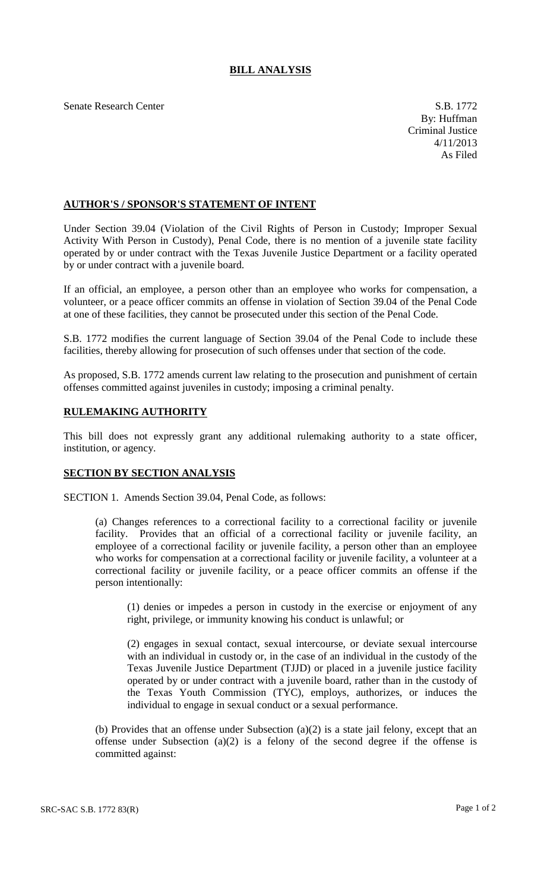# BILL ANALYSIS

Senate Research Center

S.B. 1772
By: Huffman
Criminal Justice
4/11/2013
As Filed

## AUTHOR'S / SPONSOR'S STATEMENT OF INTENT

Under Section 39.04 (Violation of the Civil Rights of Person in Custody; Improper Sexual Activity With Person in Custody), Penal Code, there is no mention of a juvenile state facility operated by or under contract with the Texas Juvenile Justice Department or a facility operated by or under contract with a juvenile board.

If an official, an employee, a person other than an employee who works for compensation, a volunteer, or a peace officer commits an offense in violation of Section 39.04 of the Penal Code at one of these facilities, they cannot be prosecuted under this section of the Penal Code.

S.B. 1772 modifies the current language of Section 39.04 of the Penal Code to include these facilities, thereby allowing for prosecution of such offenses under that section of the code.

As proposed, S.B. 1772 amends current law relating to the prosecution and punishment of certain offenses committed against juveniles in custody; imposing a criminal penalty.

## RULEMAKING AUTHORITY

This bill does not expressly grant any additional rulemaking authority to a state officer, institution, or agency.

## SECTION BY SECTION ANALYSIS

SECTION 1. Amends Section 39.04, Penal Code, as follows:

(a) Changes references to a correctional facility to a correctional facility or juvenile facility. Provides that an official of a correctional facility or juvenile facility, an employee of a correctional facility or juvenile facility, a person other than an employee who works for compensation at a correctional facility or juvenile facility, a volunteer at a correctional facility or juvenile facility, or a peace officer commits an offense if the person intentionally:

(1) denies or impedes a person in custody in the exercise or enjoyment of any right, privilege, or immunity knowing his conduct is unlawful; or

(2) engages in sexual contact, sexual intercourse, or deviate sexual intercourse with an individual in custody or, in the case of an individual in the custody of the Texas Juvenile Justice Department (TJJD) or placed in a juvenile justice facility operated by or under contract with a juvenile board, rather than in the custody of the Texas Youth Commission (TYC), employs, authorizes, or induces the individual to engage in sexual conduct or a sexual performance.

(b) Provides that an offense under Subsection (a)(2) is a state jail felony, except that an offense under Subsection (a)(2) is a felony of the second degree if the offense is committed against: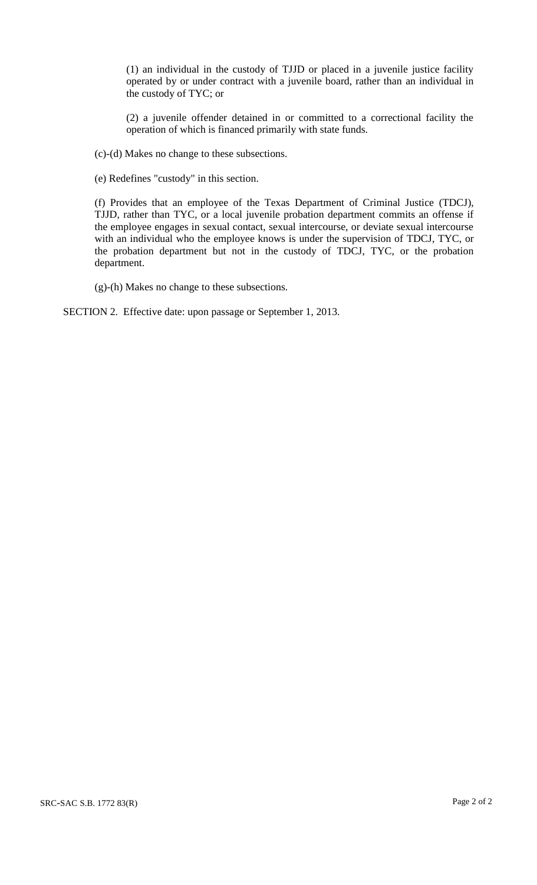(1) an individual in the custody of TJJD or placed in a juvenile justice facility operated by or under contract with a juvenile board, rather than an individual in the custody of TYC; or

(2) a juvenile offender detained in or committed to a correctional facility the operation of which is financed primarily with state funds.

(c)-(d) Makes no change to these subsections.

(e) Redefines "custody" in this section.

(f) Provides that an employee of the Texas Department of Criminal Justice (TDCJ), TJJD, rather than TYC, or a local juvenile probation department commits an offense if the employee engages in sexual contact, sexual intercourse, or deviate sexual intercourse with an individual who the employee knows is under the supervision of TDCJ, TYC, or the probation department but not in the custody of TDCJ, TYC, or the probation department.

(g)-(h) Makes no change to these subsections.

SECTION 2. Effective date: upon passage or September 1, 2013.